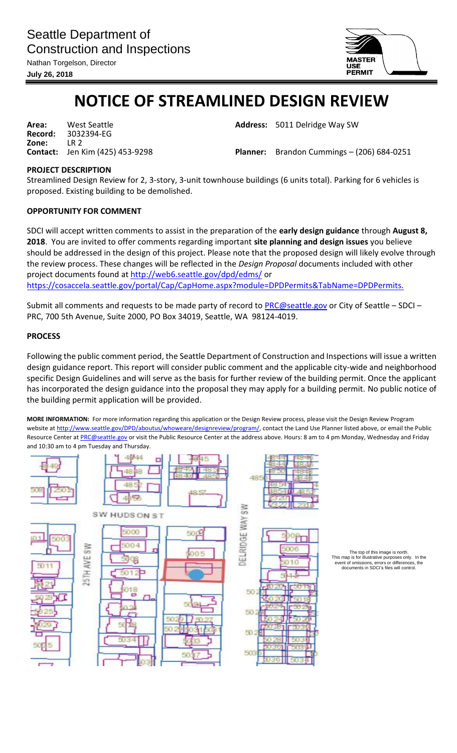Seattle Department of Construction and Inspections

Nathan Torgelson, Director

**July 26, 2018**

MASTER USE PERMIT

# NOTICE OF STREAMLINED DESIGN REVIEW

**Area:** West Seattle
**Record:** 3032394-EG
**Zone:** LR 2
**Contact:** Jen Kim (425) 453-9298

**Address:** 5011 Delridge Way SW

**Planner:** Brandon Cummings – (206) 684-0251

## PROJECT DESCRIPTION

Streamlined Design Review for 2, 3-story, 3-unit townhouse buildings (6 units total). Parking for 6 vehicles is proposed. Existing building to be demolished.

## OPPORTUNITY FOR COMMENT

SDCI will accept written comments to assist in the preparation of the **early design guidance** through **August 8, 2018**. You are invited to offer comments regarding important **site planning and design issues** you believe should be addressed in the design of this project. Please note that the proposed design will likely evolve through the review process. These changes will be reflected in the *Design Proposal* documents included with other project documents found at http://web6.seattle.gov/dpd/edms/ or https://cosaccela.seattle.gov/portal/Cap/CapHome.aspx?module=DPDPermits&TabName=DPDPermits.

Submit all comments and requests to be made party of record to PRC@seattle.gov or City of Seattle – SDCI – PRC, 700 5th Avenue, Suite 2000, PO Box 34019, Seattle, WA 98124-4019.

## PROCESS

Following the public comment period, the Seattle Department of Construction and Inspections will issue a written design guidance report. This report will consider public comment and the applicable city-wide and neighborhood specific Design Guidelines and will serve as the basis for further review of the building permit. Once the applicant has incorporated the design guidance into the proposal they may apply for a building permit. No public notice of the building permit application will be provided.

**MORE INFORMATION:** For more information regarding this application or the Design Review process, please visit the Design Review Program website at http://www.seattle.gov/DPD/aboutus/whoweare/designreview/program/, contact the Land Use Planner listed above, or email the Public Resource Center at PRC@seattle.gov or visit the Public Resource Center at the address above. Hours: 8 am to 4 pm Monday, Wednesday and Friday and 10:30 am to 4 pm Tuesday and Thursday.

The top of this image is north. This map is for illustrative purposes only. In the event of omissions, errors or differences, the documents in SDCI's files will control.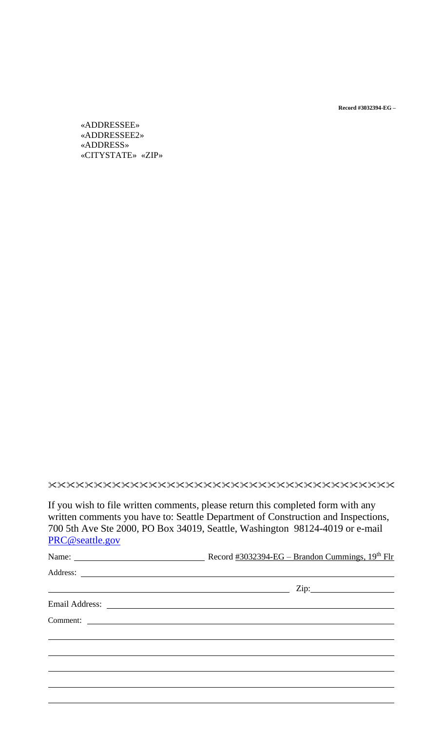**Record #3032394-EG –**

«ADDRESSEE»
«ADDRESSEE2»
«ADDRESS»
«CITYSTATE» «ZIP»

✂✂✂✂✂✂✂✂✂✂✂✂✂✂✂✂✂✂✂✂✂✂✂✂✂✂✂✂✂✂✂✂✂✂✂✂✂✂✂✂

If you wish to file written comments, please return this completed form with any written comments you have to: Seattle Department of Construction and Inspections, 700 5th Ave Ste 2000, PO Box 34019, Seattle, Washington 98124-4019 or e-mail PRC@seattle.gov

Name: ______________________ Record #3032394-EG – Brandon Cummings, 19th Flr

Address: ______________________________________________

______________________________________________ Zip: ______________

Email Address: ______________________________________________

Comment: ______________________________________________

______________________________________________

______________________________________________

______________________________________________

______________________________________________

______________________________________________